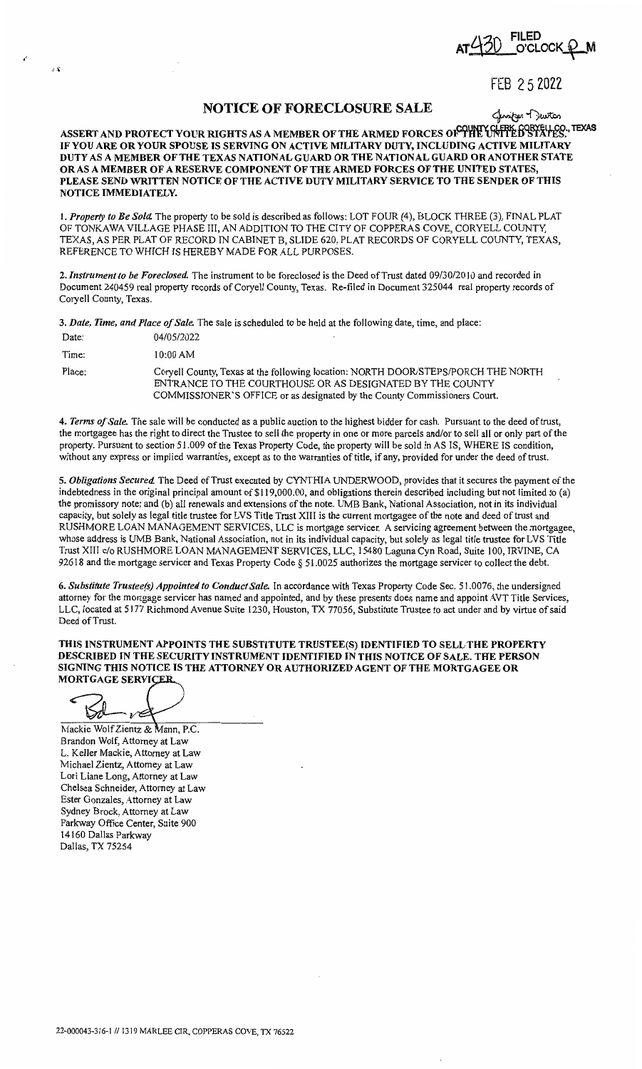AT 430 FILED O'CLOCK P M

FEB 25 2022

Jennifer Dutton
COUNTY CLERK, CORYELL CO., TEXAS

# NOTICE OF FORECLOSURE SALE

**ASSERT AND PROTECT YOUR RIGHTS AS A MEMBER OF THE ARMED FORCES OF THE UNITED STATES. IF YOU ARE OR YOUR SPOUSE IS SERVING ON ACTIVE MILITARY DUTY, INCLUDING ACTIVE MILITARY DUTY AS A MEMBER OF THE TEXAS NATIONAL GUARD OR THE NATIONAL GUARD OR ANOTHER STATE OR AS A MEMBER OF A RESERVE COMPONENT OF THE ARMED FORCES OF THE UNITED STATES, PLEASE SEND WRITTEN NOTICE OF THE ACTIVE DUTY MILITARY SERVICE TO THE SENDER OF THIS NOTICE IMMEDIATELY.**

1. *Property to Be Sold.* The property to be sold is described as follows: LOT FOUR (4), BLOCK THREE (3), FINAL PLAT OF TONKAWA VILLAGE PHASE III, AN ADDITION TO THE CITY OF COPPERAS COVE, CORYELL COUNTY, TEXAS, AS PER PLAT OF RECORD IN CABINET B, SLIDE 620, PLAT RECORDS OF CORYELL COUNTY, TEXAS, REFERENCE TO WHICH IS HEREBY MADE FOR ALL PURPOSES.

2. *Instrument to be Foreclosed.* The instrument to be foreclosed is the Deed of Trust dated 09/30/2010 and recorded in Document 240459 real property records of Coryell County, Texas. Re-filed in Document 325044 real property records of Coryell County, Texas.

3. *Date, Time, and Place of Sale.* The sale is scheduled to be held at the following date, time, and place:

Date: 04/05/2022

Time: 10:00 AM

Place: Coryell County, Texas at the following location: NORTH DOOR/STEPS/PORCH THE NORTH ENTRANCE TO THE COURTHOUSE OR AS DESIGNATED BY THE COUNTY COMMISSIONER'S OFFICE or as designated by the County Commissioners Court.

4. *Terms of Sale.* The sale will be conducted as a public auction to the highest bidder for cash. Pursuant to the deed of trust, the mortgagee has the right to direct the Trustee to sell the property in one or more parcels and/or to sell all or only part of the property. Pursuant to section 51.009 of the Texas Property Code, the property will be sold in AS IS, WHERE IS condition, without any express or implied warranties, except as to the warranties of title, if any, provided for under the deed of trust.

5. *Obligations Secured.* The Deed of Trust executed by CYNTHIA UNDERWOOD, provides that it secures the payment of the indebtedness in the original principal amount of $119,000.00, and obligations therein described including but not limited to (a) the promissory note; and (b) all renewals and extensions of the note. UMB Bank, National Association, not in its individual capacity, but solely as legal title trustee for LVS Title Trust XIII is the current mortgagee of the note and deed of trust and RUSHMORE LOAN MANAGEMENT SERVICES, LLC is mortgage servicer. A servicing agreement between the mortgagee, whose address is UMB Bank, National Association, not in its individual capacity, but solely as legal title trustee for LVS Title Trust XIII c/o RUSHMORE LOAN MANAGEMENT SERVICES, LLC, 15480 Laguna Cyn Road, Suite 100, IRVINE, CA 92618 and the mortgage servicer and Texas Property Code § 51.0025 authorizes the mortgage servicer to collect the debt.

6. *Substitute Trustee(s) Appointed to Conduct Sale.* In accordance with Texas Property Code Sec. 51.0076, the undersigned attorney for the mortgage servicer has named and appointed, and by these presents does name and appoint AVT Title Services, LLC, located at 5177 Richmond Avenue Suite 1230, Houston, TX 77056, Substitute Trustee to act under and by virtue of said Deed of Trust.

**THIS INSTRUMENT APPOINTS THE SUBSTITUTE TRUSTEE(S) IDENTIFIED TO SELL THE PROPERTY DESCRIBED IN THE SECURITY INSTRUMENT IDENTIFIED IN THIS NOTICE OF SALE. THE PERSON SIGNING THIS NOTICE IS THE ATTORNEY OR AUTHORIZED AGENT OF THE MORTGAGEE OR MORTGAGE SERVICER.**

Mackie Wolf Zientz & Mann, P.C.
Brandon Wolf, Attorney at Law
L. Keller Mackie, Attorney at Law
Michael Zientz, Attorney at Law
Lori Liane Long, Attorney at Law
Chelsea Schneider, Attorney at Law
Ester Gonzales, Attorney at Law
Sydney Brock, Attorney at Law
Parkway Office Center, Suite 900
14160 Dallas Parkway
Dallas, TX 75254

22-000043-316-1 // 1319 MARLEE CIR, COPPERAS COVE, TX 76522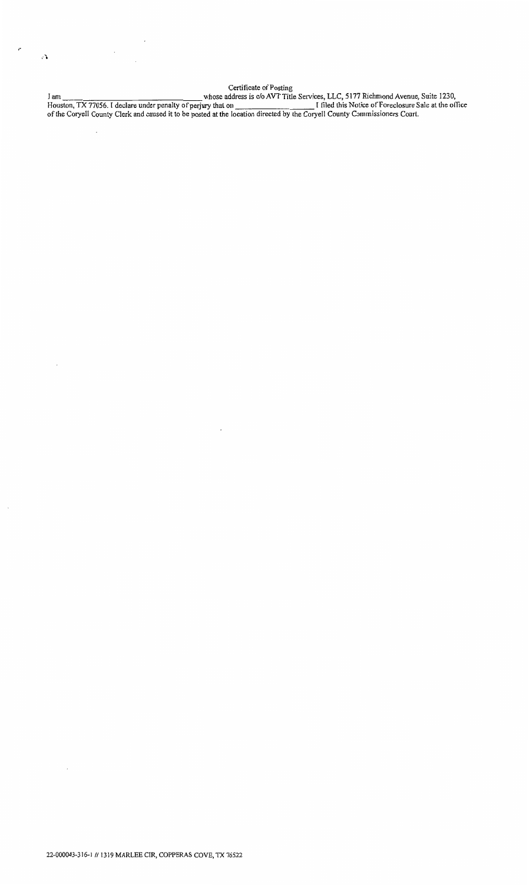Certificate of Posting

I am \_\_\_\_\_\_\_\_\_\_\_\_\_\_\_\_\_\_\_\_\_\_\_\_\_\_\_\_\_\_\_\_\_\_ whose address is c/o AVT Title Services, LLC, 5177 Richmond Avenue, Suite 1230, Houston, TX 77056. I declare under penalty of perjury that on \_\_\_\_\_\_\_\_\_\_\_\_\_\_\_\_\_\_\_\_\_\_\_ I filed this Notice of Foreclosure Sale at the office of the Coryell County Clerk and caused it to be posted at the location directed by the Coryell County Commissioners Court.

22-000043-316-1 // 1319 MARLEE CIR, COPPERAS COVE, TX 76522